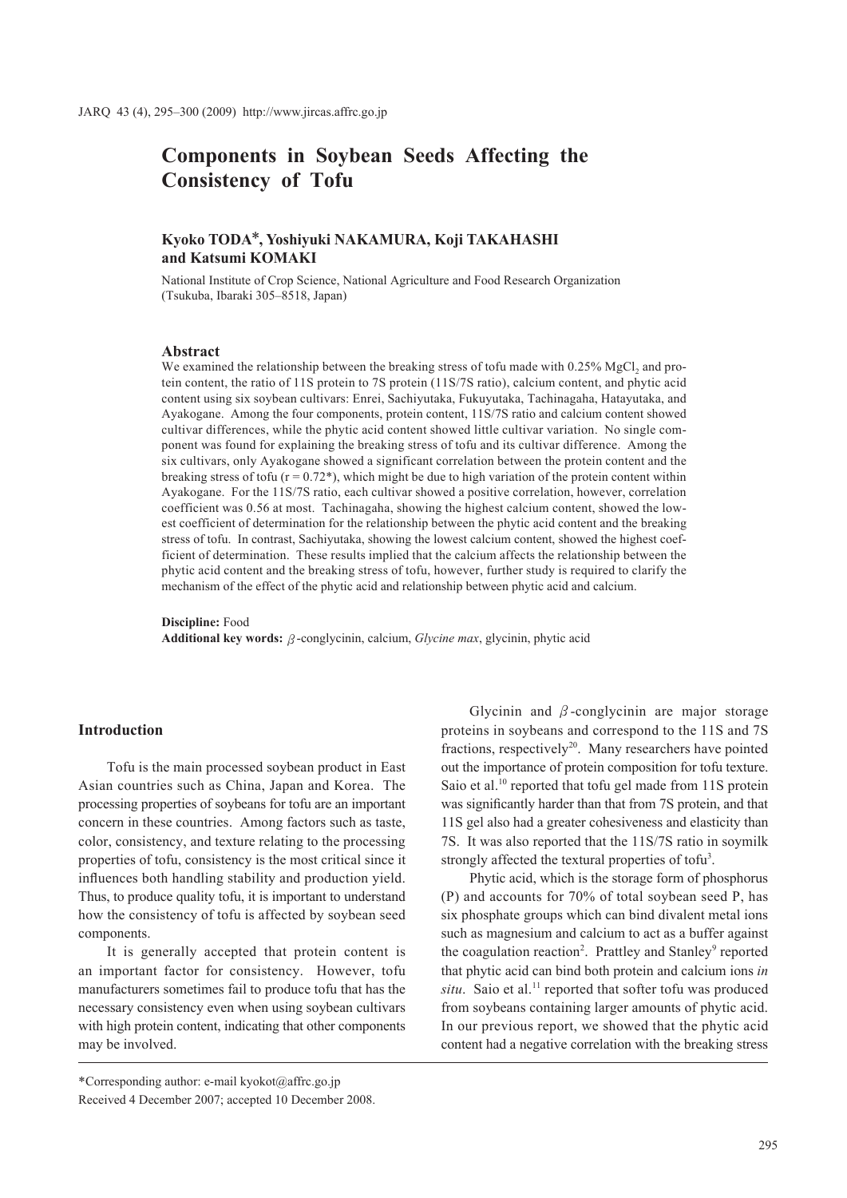# Components in Soybean Seeds Affecting the Consistency of Tofu

**Kyoko TODA\*, Yoshiyuki NAKAMURA, Koji TAKAHASHI and Katsumi KOMAKI**

National Institute of Crop Science, National Agriculture and Food Research Organization (Tsukuba, Ibaraki 305–8518, Japan)

## Abstract

We examined the relationship between the breaking stress of tofu made with 0.25% $MgCl_2$ and protein content, the ratio of 11S protein to 7S protein (11S/7S ratio), calcium content, and phytic acid content using six soybean cultivars: Enrei, Sachiyutaka, Fukuyutaka, Tachinagaha, Hatayutaka, and Ayakogane. Among the four components, protein content, 11S/7S ratio and calcium content showed cultivar differences, while the phytic acid content showed little cultivar variation. No single component was found for explaining the breaking stress of tofu and its cultivar difference. Among the six cultivars, only Ayakogane showed a significant correlation between the protein content and the breaking stress of tofu ($r = 0.72^*$), which might be due to high variation of the protein content within Ayakogane. For the 11S/7S ratio, each cultivar showed a positive correlation, however, correlation coefficient was 0.56 at most. Tachinagaha, showing the highest calcium content, showed the lowest coefficient of determination for the relationship between the phytic acid content and the breaking stress of tofu. In contrast, Sachiyutaka, showing the lowest calcium content, showed the highest coefficient of determination. These results implied that the calcium affects the relationship between the phytic acid content and the breaking stress of tofu, however, further study is required to clarify the mechanism of the effect of the phytic acid and relationship between phytic acid and calcium.

**Discipline:** Food
**Additional key words:** $\beta$-conglycinin, calcium, *Glycine max*, glycinin, phytic acid

## Introduction

Tofu is the main processed soybean product in East Asian countries such as China, Japan and Korea. The processing properties of soybeans for tofu are an important concern in these countries. Among factors such as taste, color, consistency, and texture relating to the processing properties of tofu, consistency is the most critical since it influences both handling stability and production yield. Thus, to produce quality tofu, it is important to understand how the consistency of tofu is affected by soybean seed components.

It is generally accepted that protein content is an important factor for consistency. However, tofu manufacturers sometimes fail to produce tofu that has the necessary consistency even when using soybean cultivars with high protein content, indicating that other components may be involved.

Glycinin and $\beta$-conglycinin are major storage proteins in soybeans and correspond to the 11S and 7S fractions, respectively[20]. Many researchers have pointed out the importance of protein composition for tofu texture. Saio et al.[10] reported that tofu gel made from 11S protein was significantly harder than that from 7S protein, and that 11S gel also had a greater cohesiveness and elasticity than 7S. It was also reported that the 11S/7S ratio in soymilk strongly affected the textural properties of tofu[3].

Phytic acid, which is the storage form of phosphorus (P) and accounts for 70% of total soybean seed P, has six phosphate groups which can bind divalent metal ions such as magnesium and calcium to act as a buffer against the coagulation reaction[2]. Prattley and Stanley[9] reported that phytic acid can bind both protein and calcium ions *in situ*. Saio et al.[11] reported that softer tofu was produced from soybeans containing larger amounts of phytic acid. In our previous report, we showed that the phytic acid content had a negative correlation with the breaking stress

\*Corresponding author: e-mail kyokot@affrc.go.jp

Received 4 December 2007; accepted 10 December 2008.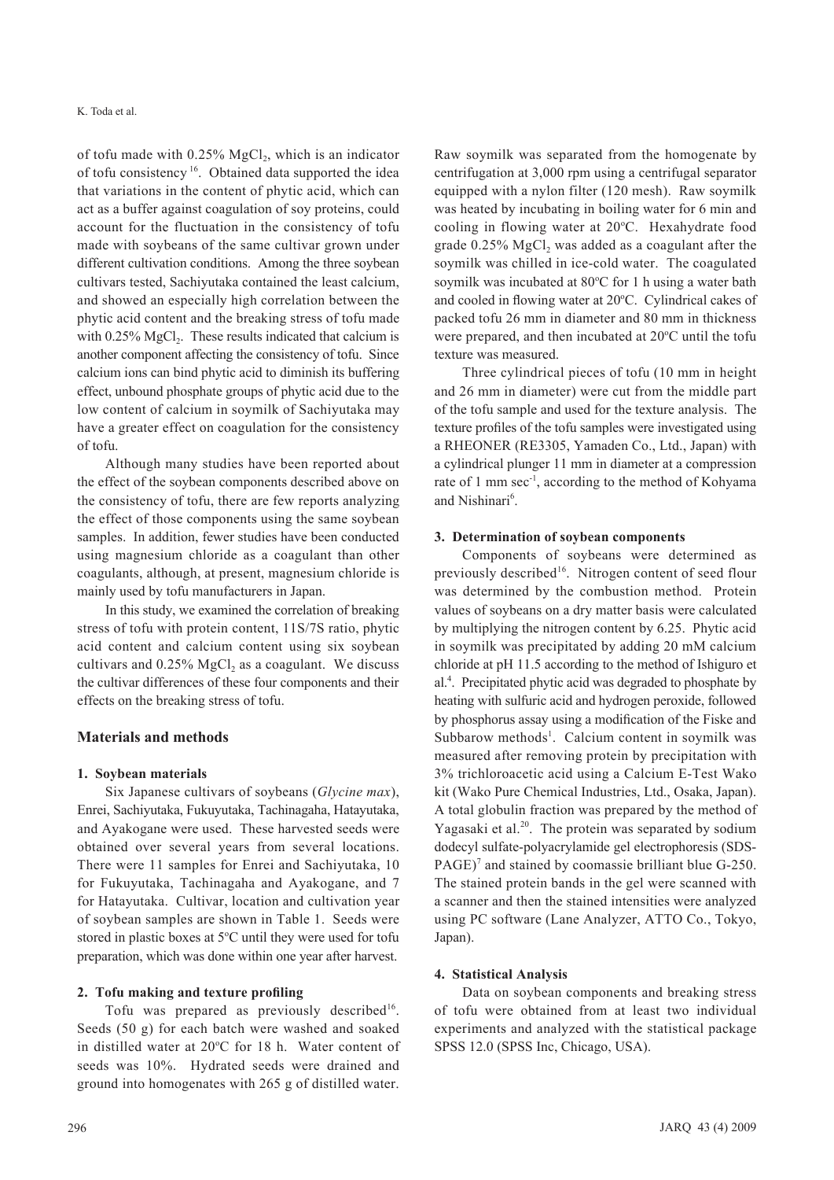of tofu made with 0.25% $MgCl_2$, which is an indicator of tofu consistency [16]. Obtained data supported the idea that variations in the content of phytic acid, which can act as a buffer against coagulation of soy proteins, could account for the fluctuation in the consistency of tofu made with soybeans of the same cultivar grown under different cultivation conditions. Among the three soybean cultivars tested, Sachiyutaka contained the least calcium, and showed an especially high correlation between the phytic acid content and the breaking stress of tofu made with 0.25% $MgCl_2$. These results indicated that calcium is another component affecting the consistency of tofu. Since calcium ions can bind phytic acid to diminish its buffering effect, unbound phosphate groups of phytic acid due to the low content of calcium in soymilk of Sachiyutaka may have a greater effect on coagulation for the consistency of tofu.

Although many studies have been reported about the effect of the soybean components described above on the consistency of tofu, there are few reports analyzing the effect of those components using the same soybean samples. In addition, fewer studies have been conducted using magnesium chloride as a coagulant than other coagulants, although, at present, magnesium chloride is mainly used by tofu manufacturers in Japan.

In this study, we examined the correlation of breaking stress of tofu with protein content, 11S/7S ratio, phytic acid content and calcium content using six soybean cultivars and 0.25% $MgCl_2$ as a coagulant. We discuss the cultivar differences of these four components and their effects on the breaking stress of tofu.

## Materials and methods

### 1. Soybean materials

Six Japanese cultivars of soybeans (*Glycine max*), Enrei, Sachiyutaka, Fukuyutaka, Tachinagaha, Hatayutaka, and Ayakogane were used. These harvested seeds were obtained over several years from several locations. There were 11 samples for Enrei and Sachiyutaka, 10 for Fukuyutaka, Tachinagaha and Ayakogane, and 7 for Hatayutaka. Cultivar, location and cultivation year of soybean samples are shown in Table 1. Seeds were stored in plastic boxes at 5°C until they were used for tofu preparation, which was done within one year after harvest.

### 2. Tofu making and texture profiling

Tofu was prepared as previously described[16]. Seeds (50 g) for each batch were washed and soaked in distilled water at 20°C for 18 h. Water content of seeds was 10%. Hydrated seeds were drained and ground into homogenates with 265 g of distilled water. Raw soymilk was separated from the homogenate by centrifugation at 3,000 rpm using a centrifugal separator equipped with a nylon filter (120 mesh). Raw soymilk was heated by incubating in boiling water for 6 min and cooling in flowing water at 20°C. Hexahydrate food grade 0.25% $MgCl_2$ was added as a coagulant after the soymilk was chilled in ice-cold water. The coagulated soymilk was incubated at 80°C for 1 h using a water bath and cooled in flowing water at 20°C. Cylindrical cakes of packed tofu 26 mm in diameter and 80 mm in thickness were prepared, and then incubated at 20°C until the tofu texture was measured.

Three cylindrical pieces of tofu (10 mm in height and 26 mm in diameter) were cut from the middle part of the tofu sample and used for the texture analysis. The texture profiles of the tofu samples were investigated using a RHEONER (RE3305, Yamaden Co., Ltd., Japan) with a cylindrical plunger 11 mm in diameter at a compression rate of 1 mm $sec^{-1}$, according to the method of Kohyama and Nishinari[6].

### 3. Determination of soybean components

Components of soybeans were determined as previously described[16]. Nitrogen content of seed flour was determined by the combustion method. Protein values of soybeans on a dry matter basis were calculated by multiplying the nitrogen content by 6.25. Phytic acid in soymilk was precipitated by adding 20 mM calcium chloride at pH 11.5 according to the method of Ishiguro et al.[4]. Precipitated phytic acid was degraded to phosphate by heating with sulfuric acid and hydrogen peroxide, followed by phosphorus assay using a modification of the Fiske and Subbarow methods[1]. Calcium content in soymilk was measured after removing protein by precipitation with 3% trichloroacetic acid using a Calcium E-Test Wako kit (Wako Pure Chemical Industries, Ltd., Osaka, Japan). A total globulin fraction was prepared by the method of Yagasaki et al.[20]. The protein was separated by sodium dodecyl sulfate-polyacrylamide gel electrophoresis (SDS-PAGE)[7] and stained by coomassie brilliant blue G-250. The stained protein bands in the gel were scanned with a scanner and then the stained intensities were analyzed using PC software (Lane Analyzer, ATTO Co., Tokyo, Japan).

### 4. Statistical Analysis

Data on soybean components and breaking stress of tofu were obtained from at least two individual experiments and analyzed with the statistical package SPSS 12.0 (SPSS Inc, Chicago, USA).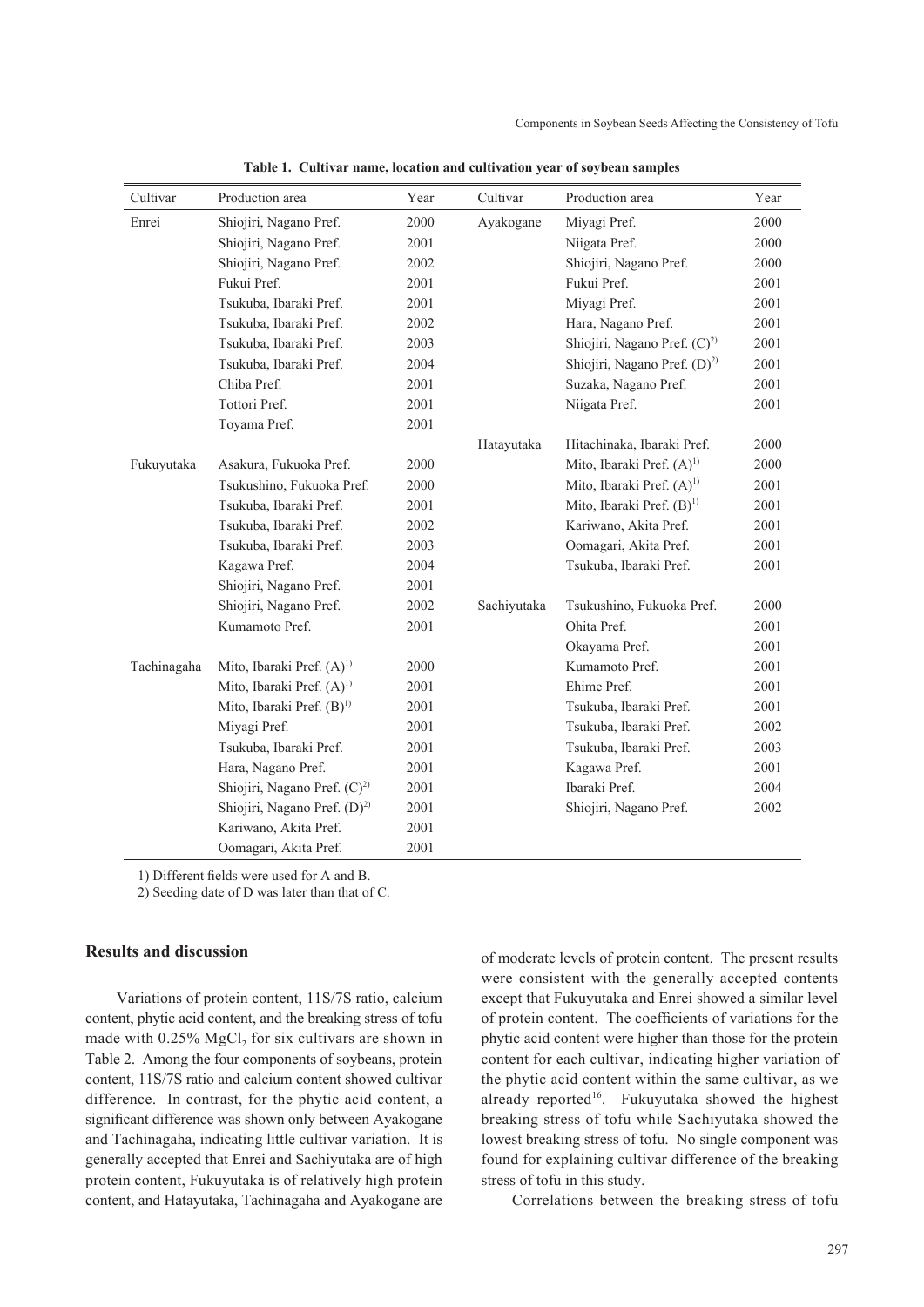**Table 1. Cultivar name, location and cultivation year of soybean samples**

| Cultivar | Production area | Year | Cultivar | Production area | Year |
|---|---|---|---|---|---|
| Enrei | Shiojiri, Nagano Pref. | 2000 | Ayakogane | Miyagi Pref. | 2000 |
| | Shiojiri, Nagano Pref. | 2001 | | Niigata Pref. | 2000 |
| | Shiojiri, Nagano Pref. | 2002 | | Shiojiri, Nagano Pref. | 2000 |
| | Fukui Pref. | 2001 | | Fukui Pref. | 2001 |
| | Tsukuba, Ibaraki Pref. | 2001 | | Miyagi Pref. | 2001 |
| | Tsukuba, Ibaraki Pref. | 2002 | | Hara, Nagano Pref. | 2001 |
| | Tsukuba, Ibaraki Pref. | 2003 | | Shiojiri, Nagano Pref. (C)[2)] | 2001 |
| | Tsukuba, Ibaraki Pref. | 2004 | | Shiojiri, Nagano Pref. (D)[2)] | 2001 |
| | Chiba Pref. | 2001 | | Suzaka, Nagano Pref. | 2001 |
| | Tottori Pref. | 2001 | | Niigata Pref. | 2001 |
| | Toyama Pref. | 2001 | | | |
| | | | Hatayutaka | Hitachinaka, Ibaraki Pref. | 2000 |
| Fukuyutaka | Asakura, Fukuoka Pref. | 2000 | | Mito, Ibaraki Pref. (A)[1)] | 2000 |
| | Tsukushino, Fukuoka Pref. | 2000 | | Mito, Ibaraki Pref. (A)[1)] | 2001 |
| | Tsukuba, Ibaraki Pref. | 2001 | | Mito, Ibaraki Pref. (B)[1)] | 2001 |
| | Tsukuba, Ibaraki Pref. | 2002 | | Kariwano, Akita Pref. | 2001 |
| | Tsukuba, Ibaraki Pref. | 2003 | | Oomagari, Akita Pref. | 2001 |
| | Kagawa Pref. | 2004 | | Tsukuba, Ibaraki Pref. | 2001 |
| | Shiojiri, Nagano Pref. | 2001 | | | |
| | Shiojiri, Nagano Pref. | 2002 | Sachiyutaka | Tsukushino, Fukuoka Pref. | 2000 |
| | Kumamoto Pref. | 2001 | | Ohita Pref. | 2001 |
| | | | | Okayama Pref. | 2001 |
| Tachinagaha | Mito, Ibaraki Pref. (A)[1)] | 2000 | | Kumamoto Pref. | 2001 |
| | Mito, Ibaraki Pref. (A)[1)] | 2001 | | Ehime Pref. | 2001 |
| | Mito, Ibaraki Pref. (B)[1)] | 2001 | | Tsukuba, Ibaraki Pref. | 2001 |
| | Miyagi Pref. | 2001 | | Tsukuba, Ibaraki Pref. | 2002 |
| | Tsukuba, Ibaraki Pref. | 2001 | | Tsukuba, Ibaraki Pref. | 2003 |
| | Hara, Nagano Pref. | 2001 | | Kagawa Pref. | 2001 |
| | Shiojiri, Nagano Pref. (C)[2)] | 2001 | | Ibaraki Pref. | 2004 |
| | Shiojiri, Nagano Pref. (D)[2)] | 2001 | | Shiojiri, Nagano Pref. | 2002 |
| | Kariwano, Akita Pref. | 2001 | | | |
| | Oomagari, Akita Pref. | 2001 | | | |

1) Different fields were used for A and B.

2) Seeding date of D was later than that of C.

## Results and discussion

Variations of protein content, 11S/7S ratio, calcium content, phytic acid content, and the breaking stress of tofu made with 0.25% $MgCl_2$ for six cultivars are shown in Table 2. Among the four components of soybeans, protein content, 11S/7S ratio and calcium content showed cultivar difference. In contrast, for the phytic acid content, a significant difference was shown only between Ayakogane and Tachinagaha, indicating little cultivar variation. It is generally accepted that Enrei and Sachiyutaka are of high protein content, Fukuyutaka is of relatively high protein content, and Hatayutaka, Tachinagaha and Ayakogane are of moderate levels of protein content. The present results were consistent with the generally accepted contents except that Fukuyutaka and Enrei showed a similar level of protein content. The coefficients of variations for the phytic acid content were higher than those for the protein content for each cultivar, indicating higher variation of the phytic acid content within the same cultivar, as we already reported[16]. Fukuyutaka showed the highest breaking stress of tofu while Sachiyutaka showed the lowest breaking stress of tofu. No single component was found for explaining cultivar difference of the breaking stress of tofu in this study.

Correlations between the breaking stress of tofu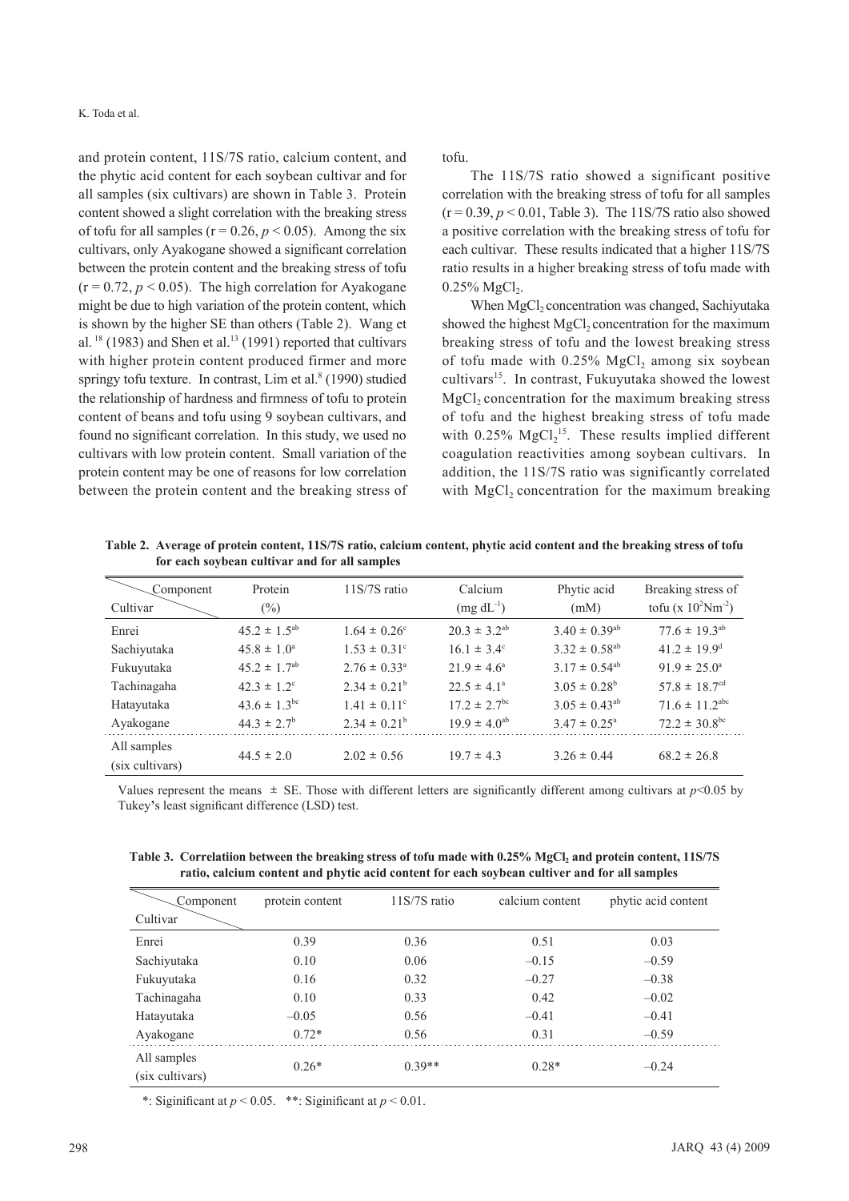and protein content, 11S/7S ratio, calcium content, and the phytic acid content for each soybean cultivar and for all samples (six cultivars) are shown in Table 3. Protein content showed a slight correlation with the breaking stress of tofu for all samples (r = 0.26, $p < 0.05$). Among the six cultivars, only Ayakogane showed a significant correlation between the protein content and the breaking stress of tofu (r = 0.72, $p < 0.05$). The high correlation for Ayakogane might be due to high variation of the protein content, which is shown by the higher SE than others (Table 2). Wang et al. [18] (1983) and Shen et al.[13] (1991) reported that cultivars with higher protein content produced firmer and more springy tofu texture. In contrast, Lim et al.[8] (1990) studied the relationship of hardness and firmness of tofu to protein content of beans and tofu using 9 soybean cultivars, and found no significant correlation. In this study, we used no cultivars with low protein content. Small variation of the protein content may be one of reasons for low correlation between the protein content and the breaking stress of tofu.

The 11S/7S ratio showed a significant positive correlation with the breaking stress of tofu for all samples (r = 0.39, $p < 0.01$, Table 3). The 11S/7S ratio also showed a positive correlation with the breaking stress of tofu for each cultivar. These results indicated that a higher 11S/7S ratio results in a higher breaking stress of tofu made with 0.25% $MgCl_2$.

When $MgCl_2$ concentration was changed, Sachiyutaka showed the highest $MgCl_2$ concentration for the maximum breaking stress of tofu and the lowest breaking stress of tofu made with 0.25% $MgCl_2$ among six soybean cultivars[15]. In contrast, Fukuyutaka showed the lowest $MgCl_2$ concentration for the maximum breaking stress of tofu and the highest breaking stress of tofu made with 0.25% $MgCl_2$[15]. These results implied different coagulation reactivities among soybean cultivars. In addition, the 11S/7S ratio was significantly correlated with $MgCl_2$ concentration for the maximum breaking

**Table 2. Average of protein content, 11S/7S ratio, calcium content, phytic acid content and the breaking stress of tofu for each soybean cultivar and for all samples**

| Cultivar \ Component | Protein (%) | 11S/7S ratio | Calcium ($mg\ dL^{-1}$) | Phytic acid (mM) | Breaking stress of tofu ($\times 10^2 Nm^{-2}$) |
|---|---|---|---|---|---|
| Enrei | $45.2 \pm 1.5^{ab}$ | $1.64 \pm 0.26^{c}$ | $20.3 \pm 3.2^{ab}$ | $3.40 \pm 0.39^{ab}$ | $77.6 \pm 19.3^{ab}$ |
| Sachiyutaka | $45.8 \pm 1.0^{a}$ | $1.53 \pm 0.31^{c}$ | $16.1 \pm 3.4^{c}$ | $3.32 \pm 0.58^{ab}$ | $41.2 \pm 19.9^{d}$ |
| Fukuyutaka | $45.2 \pm 1.7^{ab}$ | $2.76 \pm 0.33^{a}$ | $21.9 \pm 4.6^{a}$ | $3.17 \pm 0.54^{ab}$ | $91.9 \pm 25.0^{a}$ |
| Tachinagaha | $42.3 \pm 1.2^{c}$ | $2.34 \pm 0.21^{b}$ | $22.5 \pm 4.1^{a}$ | $3.05 \pm 0.28^{b}$ | $57.8 \pm 18.7^{cd}$ |
| Hatayutaka | $43.6 \pm 1.3^{bc}$ | $1.41 \pm 0.11^{c}$ | $17.2 \pm 2.7^{bc}$ | $3.05 \pm 0.43^{ab}$ | $71.6 \pm 11.2^{abc}$ |
| Ayakogane | $44.3 \pm 2.7^{b}$ | $2.34 \pm 0.21^{b}$ | $19.9 \pm 4.0^{ab}$ | $3.47 \pm 0.25^{a}$ | $72.2 \pm 30.8^{bc}$ |
| All samples (six cultivars) | $44.5 \pm 2.0$ | $2.02 \pm 0.56$ | $19.7 \pm 4.3$ | $3.26 \pm 0.44$ | $68.2 \pm 26.8$ |

Values represent the means ± SE. Those with different letters are significantly different among cultivars at $p<0.05$ by Tukey's least significant difference (LSD) test.

**Table 3. Correlatiion between the breaking stress of tofu made with 0.25% $MgCl_2$ and protein content, 11S/7S ratio, calcium content and phytic acid content for each soybean cultiver and for all samples**

| Cultivar \ Component | protein content | 11S/7S ratio | calcium content | phytic acid content |
|---|---|---|---|---|
| Enrei | 0.39 | 0.36 | 0.51 | 0.03 |
| Sachiyutaka | 0.10 | 0.06 | –0.15 | –0.59 |
| Fukuyutaka | 0.16 | 0.32 | –0.27 | –0.38 |
| Tachinagaha | 0.10 | 0.33 | 0.42 | –0.02 |
| Hatayutaka | –0.05 | 0.56 | –0.41 | –0.41 |
| Ayakogane | 0.72* | 0.56 | 0.31 | –0.59 |
| All samples (six cultivars) | 0.26* | 0.39** | 0.28* | –0.24 |

*: Siginificant at $p < 0.05$. **: Siginificant at $p < 0.01$.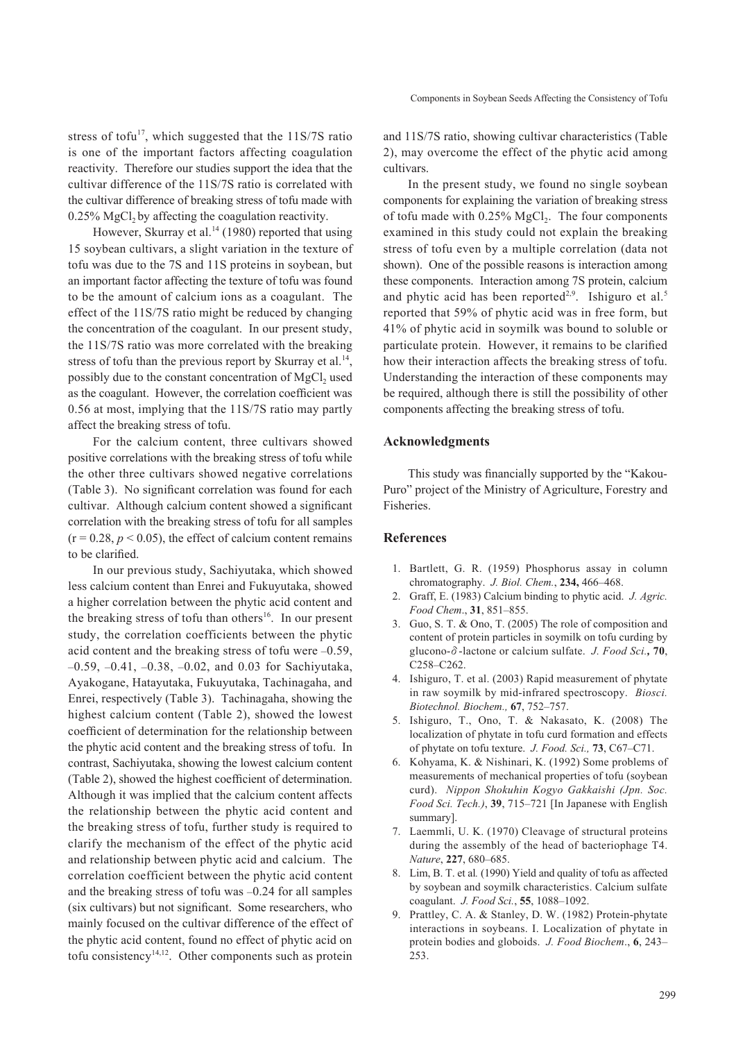stress of tofu[17], which suggested that the 11S/7S ratio is one of the important factors affecting coagulation reactivity. Therefore our studies support the idea that the cultivar difference of the 11S/7S ratio is correlated with the cultivar difference of breaking stress of tofu made with 0.25% $MgCl_2$ by affecting the coagulation reactivity.

However, Skurray et al.[14] (1980) reported that using 15 soybean cultivars, a slight variation in the texture of tofu was due to the 7S and 11S proteins in soybean, but an important factor affecting the texture of tofu was found to be the amount of calcium ions as a coagulant. The effect of the 11S/7S ratio might be reduced by changing the concentration of the coagulant. In our present study, the 11S/7S ratio was more correlated with the breaking stress of tofu than the previous report by Skurray et al.[14], possibly due to the constant concentration of $MgCl_2$ used as the coagulant. However, the correlation coefficient was 0.56 at most, implying that the 11S/7S ratio may partly affect the breaking stress of tofu.

For the calcium content, three cultivars showed positive correlations with the breaking stress of tofu while the other three cultivars showed negative correlations (Table 3). No significant correlation was found for each cultivar. Although calcium content showed a significant correlation with the breaking stress of tofu for all samples ($r = 0.28$, $p < 0.05$), the effect of calcium content remains to be clarified.

In our previous study, Sachiyutaka, which showed less calcium content than Enrei and Fukuyutaka, showed a higher correlation between the phytic acid content and the breaking stress of tofu than others[16]. In our present study, the correlation coefficients between the phytic acid content and the breaking stress of tofu were –0.59, –0.59, –0.41, –0.38, –0.02, and 0.03 for Sachiyutaka, Ayakogane, Hatayutaka, Fukuyutaka, Tachinagaha, and Enrei, respectively (Table 3). Tachinagaha, showing the highest calcium content (Table 2), showed the lowest coefficient of determination for the relationship between the phytic acid content and the breaking stress of tofu. In contrast, Sachiyutaka, showing the lowest calcium content (Table 2), showed the highest coefficient of determination. Although it was implied that the calcium content affects the relationship between the phytic acid content and the breaking stress of tofu, further study is required to clarify the mechanism of the effect of the phytic acid and relationship between phytic acid and calcium. The correlation coefficient between the phytic acid content and the breaking stress of tofu was –0.24 for all samples (six cultivars) but not significant. Some researchers, who mainly focused on the cultivar difference of the effect of the phytic acid content, found no effect of phytic acid on tofu consistency[14,12]. Other components such as protein and 11S/7S ratio, showing cultivar characteristics (Table 2), may overcome the effect of the phytic acid among cultivars.

In the present study, we found no single soybean components for explaining the variation of breaking stress of tofu made with 0.25% $MgCl_2$. The four components examined in this study could not explain the breaking stress of tofu even by a multiple correlation (data not shown). One of the possible reasons is interaction among these components. Interaction among 7S protein, calcium and phytic acid has been reported[2,9]. Ishiguro et al.[5] reported that 59% of phytic acid was in free form, but 41% of phytic acid in soymilk was bound to soluble or particulate protein. However, it remains to be clarified how their interaction affects the breaking stress of tofu. Understanding the interaction of these components may be required, although there is still the possibility of other components affecting the breaking stress of tofu.

## Acknowledgments

This study was financially supported by the "Kakou-Puro" project of the Ministry of Agriculture, Forestry and Fisheries.

## References

1. Bartlett, G. R. (1959) Phosphorus assay in column chromatography. *J. Biol. Chem.*, **234,** 466–468.
2. Graff, E. (1983) Calcium binding to phytic acid. *J. Agric. Food Chem.*, **31**, 851–855.
3. Guo, S. T. & Ono, T. (2005) The role of composition and content of protein particles in soymilk on tofu curding by glucono-$\delta$-lactone or calcium sulfate. *J. Food Sci.*, **70**, C258–C262.
4. Ishiguro, T. et al. (2003) Rapid measurement of phytate in raw soymilk by mid-infrared spectroscopy. *Biosci. Biotechnol. Biochem.,* **67**, 752–757.
5. Ishiguro, T., Ono, T. & Nakasato, K. (2008) The localization of phytate in tofu curd formation and effects of phytate on tofu texture. *J. Food. Sci.,* **73**, C67–C71.
6. Kohyama, K. & Nishinari, K. (1992) Some problems of measurements of mechanical properties of tofu (soybean curd). *Nippon Shokuhin Kogyo Gakkaishi (Jpn. Soc. Food Sci. Tech.)*, **39**, 715–721 [In Japanese with English summary].
7. Laemmli, U. K. (1970) Cleavage of structural proteins during the assembly of the head of bacteriophage T4. *Nature*, **227**, 680–685.
8. Lim, B. T. et al. (1990) Yield and quality of tofu as affected by soybean and soymilk characteristics. Calcium sulfate coagulant. *J. Food Sci.*, **55**, 1088–1092.
9. Prattley, C. A. & Stanley, D. W. (1982) Protein-phytate interactions in soybeans. I. Localization of phytate in protein bodies and globoids. *J. Food Biochem.*, **6**, 243–253.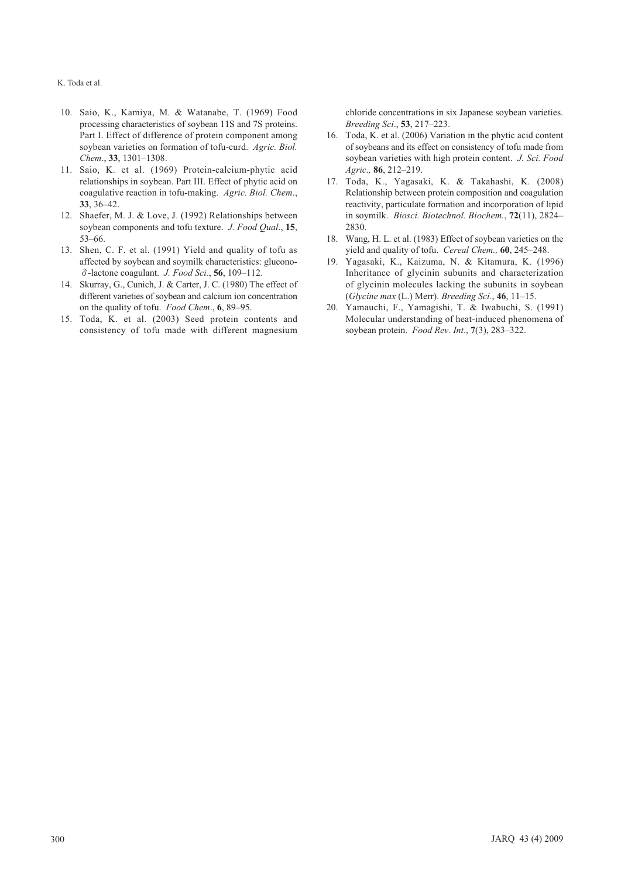10. Saio, K., Kamiya, M. & Watanabe, T. (1969) Food processing characteristics of soybean 11S and 7S proteins. Part I. Effect of difference of protein component among soybean varieties on formation of tofu-curd. *Agric. Biol. Chem*., **33**, 1301–1308.
11. Saio, K. et al. (1969) Protein-calcium-phytic acid relationships in soybean. Part III. Effect of phytic acid on coagulative reaction in tofu-making. *Agric. Biol. Chem*., **33**, 36–42.
12. Shaefer, M. J. & Love, J. (1992) Relationships between soybean components and tofu texture. *J. Food Qual*., **15**, 53–66.
13. Shen, C. F. et al. (1991) Yield and quality of tofu as affected by soybean and soymilk characteristics: glucono-∂-lactone coagulant. *J. Food Sci.*, **56**, 109–112.
14. Skurray, G., Cunich, J. & Carter, J. C. (1980) The effect of different varieties of soybean and calcium ion concentration on the quality of tofu. *Food Chem*., **6**, 89–95.
15. Toda, K. et al. (2003) Seed protein contents and consistency of tofu made with different magnesium chloride concentrations in six Japanese soybean varieties. *Breeding Sci*., **53**, 217–223.
16. Toda, K. et al. (2006) Variation in the phytic acid content of soybeans and its effect on consistency of tofu made from soybean varieties with high protein content. *J. Sci. Food Agric.,* **86**, 212–219.
17. Toda, K., Yagasaki, K. & Takahashi, K. (2008) Relationship between protein composition and coagulation reactivity, particulate formation and incorporation of lipid in soymilk. *Biosci. Biotechnol. Biochem.*, **72**(11), 2824–2830.
18. Wang, H. L. et al. (1983) Effect of soybean varieties on the yield and quality of tofu. *Cereal Chem.,* **60**, 245–248.
19. Yagasaki, K., Kaizuma, N. & Kitamura, K. (1996) Inheritance of glycinin subunits and characterization of glycinin molecules lacking the subunits in soybean (*Glycine max* (L.) Merr). *Breeding Sci.*, **46**, 11–15.
20. Yamauchi, F., Yamagishi, T. & Iwabuchi, S. (1991) Molecular understanding of heat-induced phenomena of soybean protein. *Food Rev. Int*., **7**(3), 283–322.